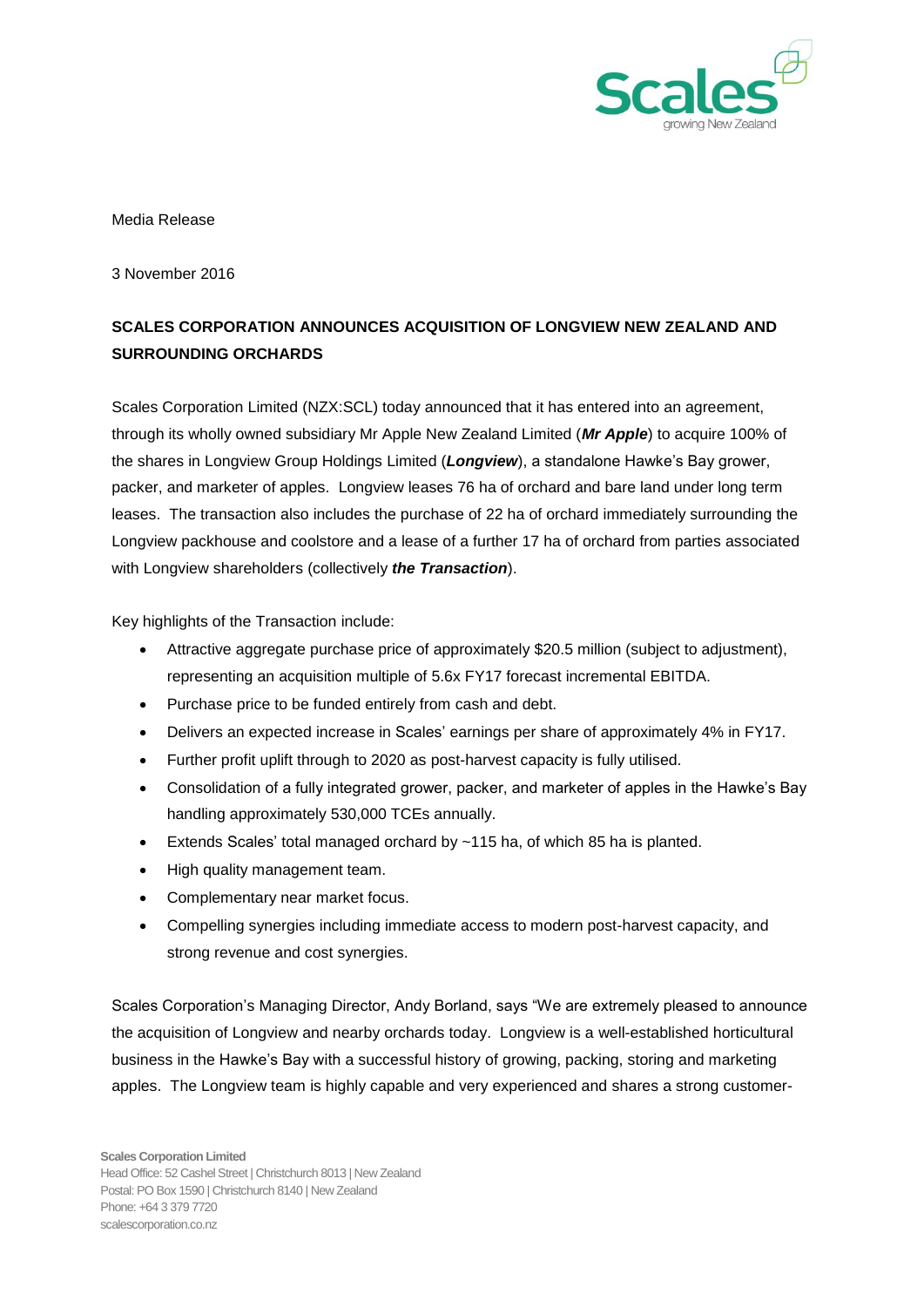Media Release

3 November 2016

**SCALES CORPORATION ANNOUNCES ACQUISITION OF LONGVIEW NEW ZEALAND AND SURROUNDING ORCHARDS**

Scales Corporation Limited (NZX:SCL) today announced that it has entered into an agreement, through its wholly owned subsidiary Mr Apple New Zealand Limited (***Mr Apple***) to acquire 100% of the shares in Longview Group Holdings Limited (***Longview***), a standalone Hawke's Bay grower, packer, and marketer of apples. Longview leases 76 ha of orchard and bare land under long term leases. The transaction also includes the purchase of 22 ha of orchard immediately surrounding the Longview packhouse and coolstore and a lease of a further 17 ha of orchard from parties associated with Longview shareholders (collectively ***the Transaction***).

Key highlights of the Transaction include:

- Attractive aggregate purchase price of approximately $20.5 million (subject to adjustment), representing an acquisition multiple of 5.6x FY17 forecast incremental EBITDA.
- Purchase price to be funded entirely from cash and debt.
- Delivers an expected increase in Scales' earnings per share of approximately 4% in FY17.
- Further profit uplift through to 2020 as post-harvest capacity is fully utilised.
- Consolidation of a fully integrated grower, packer, and marketer of apples in the Hawke's Bay handling approximately 530,000 TCEs annually.
- Extends Scales' total managed orchard by ~115 ha, of which 85 ha is planted.
- High quality management team.
- Complementary near market focus.
- Compelling synergies including immediate access to modern post-harvest capacity, and strong revenue and cost synergies.

Scales Corporation's Managing Director, Andy Borland, says "We are extremely pleased to announce the acquisition of Longview and nearby orchards today. Longview is a well-established horticultural business in the Hawke's Bay with a successful history of growing, packing, storing and marketing apples. The Longview team is highly capable and very experienced and shares a strong customer-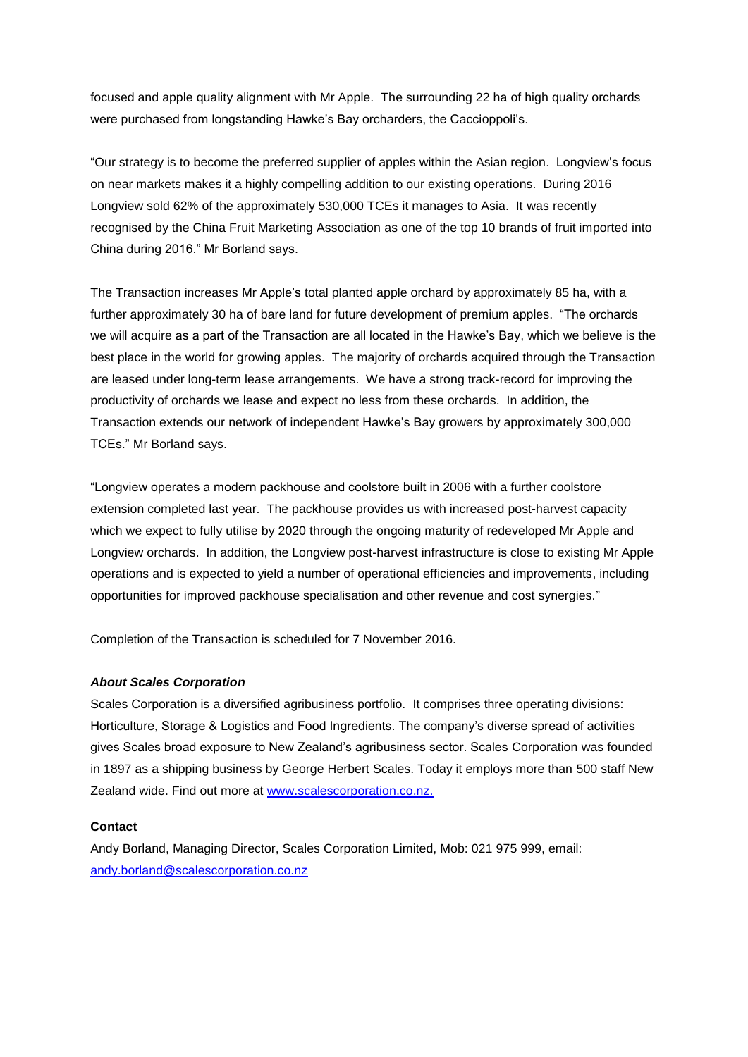focused and apple quality alignment with Mr Apple. The surrounding 22 ha of high quality orchards were purchased from longstanding Hawke's Bay orcharders, the Caccioppoli's.

"Our strategy is to become the preferred supplier of apples within the Asian region. Longview's focus on near markets makes it a highly compelling addition to our existing operations. During 2016 Longview sold 62% of the approximately 530,000 TCEs it manages to Asia. It was recently recognised by the China Fruit Marketing Association as one of the top 10 brands of fruit imported into China during 2016." Mr Borland says.

The Transaction increases Mr Apple's total planted apple orchard by approximately 85 ha, with a further approximately 30 ha of bare land for future development of premium apples. "The orchards we will acquire as a part of the Transaction are all located in the Hawke's Bay, which we believe is the best place in the world for growing apples. The majority of orchards acquired through the Transaction are leased under long-term lease arrangements. We have a strong track-record for improving the productivity of orchards we lease and expect no less from these orchards. In addition, the Transaction extends our network of independent Hawke's Bay growers by approximately 300,000 TCEs." Mr Borland says.

"Longview operates a modern packhouse and coolstore built in 2006 with a further coolstore extension completed last year. The packhouse provides us with increased post-harvest capacity which we expect to fully utilise by 2020 through the ongoing maturity of redeveloped Mr Apple and Longview orchards. In addition, the Longview post-harvest infrastructure is close to existing Mr Apple operations and is expected to yield a number of operational efficiencies and improvements, including opportunities for improved packhouse specialisation and other revenue and cost synergies."

Completion of the Transaction is scheduled for 7 November 2016.

***About Scales Corporation***

Scales Corporation is a diversified agribusiness portfolio. It comprises three operating divisions: Horticulture, Storage & Logistics and Food Ingredients. The company's diverse spread of activities gives Scales broad exposure to New Zealand's agribusiness sector. Scales Corporation was founded in 1897 as a shipping business by George Herbert Scales. Today it employs more than 500 staff New Zealand wide. Find out more at www.scalescorporation.co.nz.

**Contact**

Andy Borland, Managing Director, Scales Corporation Limited, Mob: 021 975 999, email: andy.borland@scalescorporation.co.nz